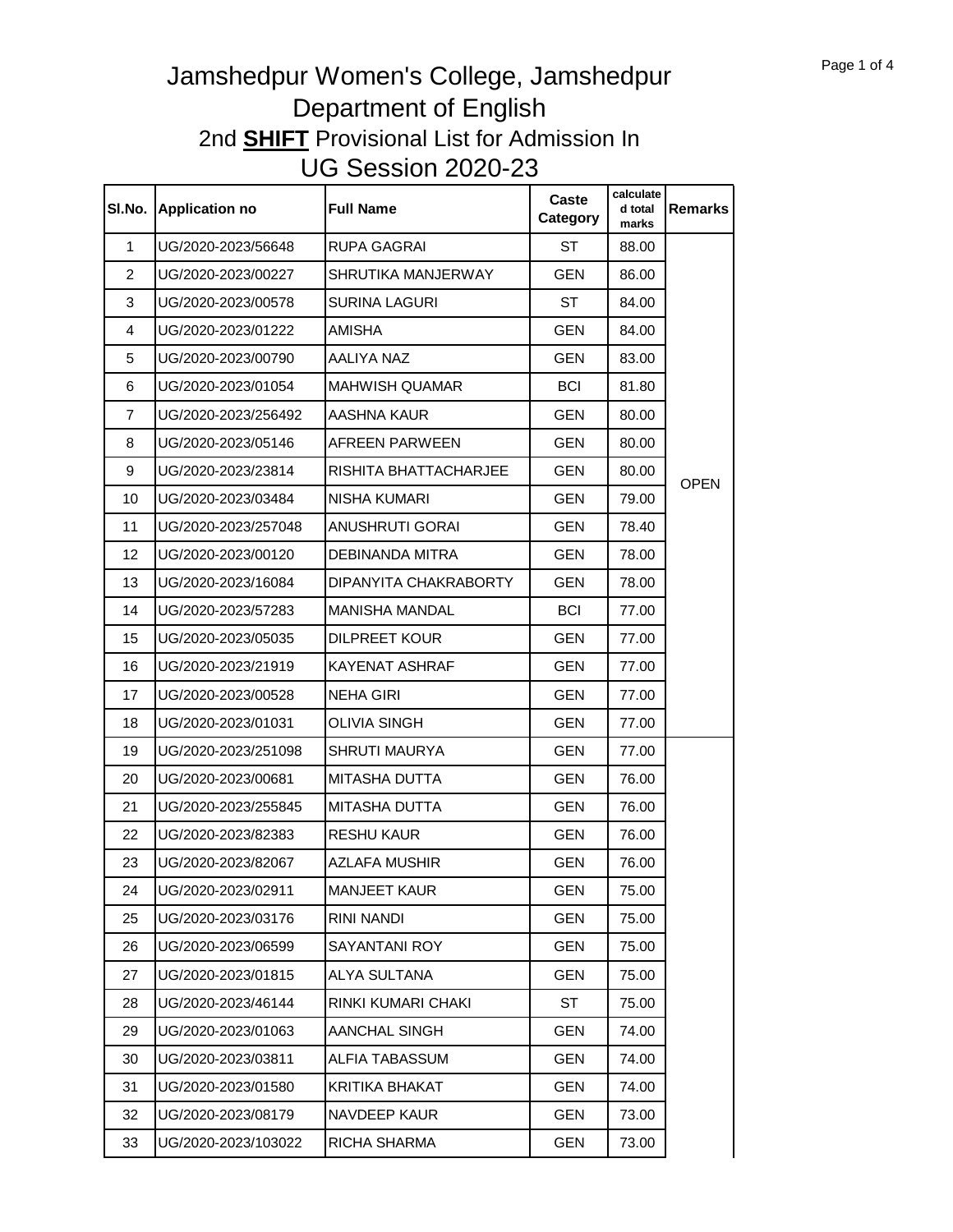# Jamshedpur Women's College, Jamshedpur

## Department of English

### 2nd **SHIFT** Provisional List for Admission In

### UG Session 2020-23

| Sl.No. | Application no | Full Name | Caste Category | calculated total marks | Remarks |
|---|---|---|---|---|---|
| 1 | UG/2020-2023/56648 | RUPA GAGRAI | ST | 88.00 | OPEN |
| 2 | UG/2020-2023/00227 | SHRUTIKA MANJERWAY | GEN | 86.00 | |
| 3 | UG/2020-2023/00578 | SURINA LAGURI | ST | 84.00 | |
| 4 | UG/2020-2023/01222 | AMISHA | GEN | 84.00 | |
| 5 | UG/2020-2023/00790 | AALIYA NAZ | GEN | 83.00 | |
| 6 | UG/2020-2023/01054 | MAHWISH QUAMAR | BCI | 81.80 | |
| 7 | UG/2020-2023/256492 | AASHNA KAUR | GEN | 80.00 | |
| 8 | UG/2020-2023/05146 | AFREEN PARWEEN | GEN | 80.00 | |
| 9 | UG/2020-2023/23814 | RISHITA BHATTACHARJEE | GEN | 80.00 | |
| 10 | UG/2020-2023/03484 | NISHA KUMARI | GEN | 79.00 | |
| 11 | UG/2020-2023/257048 | ANUSHRUTI GORAI | GEN | 78.40 | |
| 12 | UG/2020-2023/00120 | DEBINANDA MITRA | GEN | 78.00 | |
| 13 | UG/2020-2023/16084 | DIPANYITA CHAKRABORTY | GEN | 78.00 | |
| 14 | UG/2020-2023/57283 | MANISHA MANDAL | BCI | 77.00 | |
| 15 | UG/2020-2023/05035 | DILPREET KOUR | GEN | 77.00 | |
| 16 | UG/2020-2023/21919 | KAYENAT ASHRAF | GEN | 77.00 | |
| 17 | UG/2020-2023/00528 | NEHA GIRI | GEN | 77.00 | |
| 18 | UG/2020-2023/01031 | OLIVIA SINGH | GEN | 77.00 | |
| 19 | UG/2020-2023/251098 | SHRUTI MAURYA | GEN | 77.00 | |
| 20 | UG/2020-2023/00681 | MITASHA DUTTA | GEN | 76.00 | |
| 21 | UG/2020-2023/255845 | MITASHA DUTTA | GEN | 76.00 | |
| 22 | UG/2020-2023/82383 | RESHU KAUR | GEN | 76.00 | |
| 23 | UG/2020-2023/82067 | AZLAFA MUSHIR | GEN | 76.00 | |
| 24 | UG/2020-2023/02911 | MANJEET KAUR | GEN | 75.00 | |
| 25 | UG/2020-2023/03176 | RINI NANDI | GEN | 75.00 | |
| 26 | UG/2020-2023/06599 | SAYANTANI ROY | GEN | 75.00 | |
| 27 | UG/2020-2023/01815 | ALYA SULTANA | GEN | 75.00 | |
| 28 | UG/2020-2023/46144 | RINKI KUMARI CHAKI | ST | 75.00 | |
| 29 | UG/2020-2023/01063 | AANCHAL SINGH | GEN | 74.00 | |
| 30 | UG/2020-2023/03811 | ALFIA TABASSUM | GEN | 74.00 | |
| 31 | UG/2020-2023/01580 | KRITIKA BHAKAT | GEN | 74.00 | |
| 32 | UG/2020-2023/08179 | NAVDEEP KAUR | GEN | 73.00 | |
| 33 | UG/2020-2023/103022 | RICHA SHARMA | GEN | 73.00 | |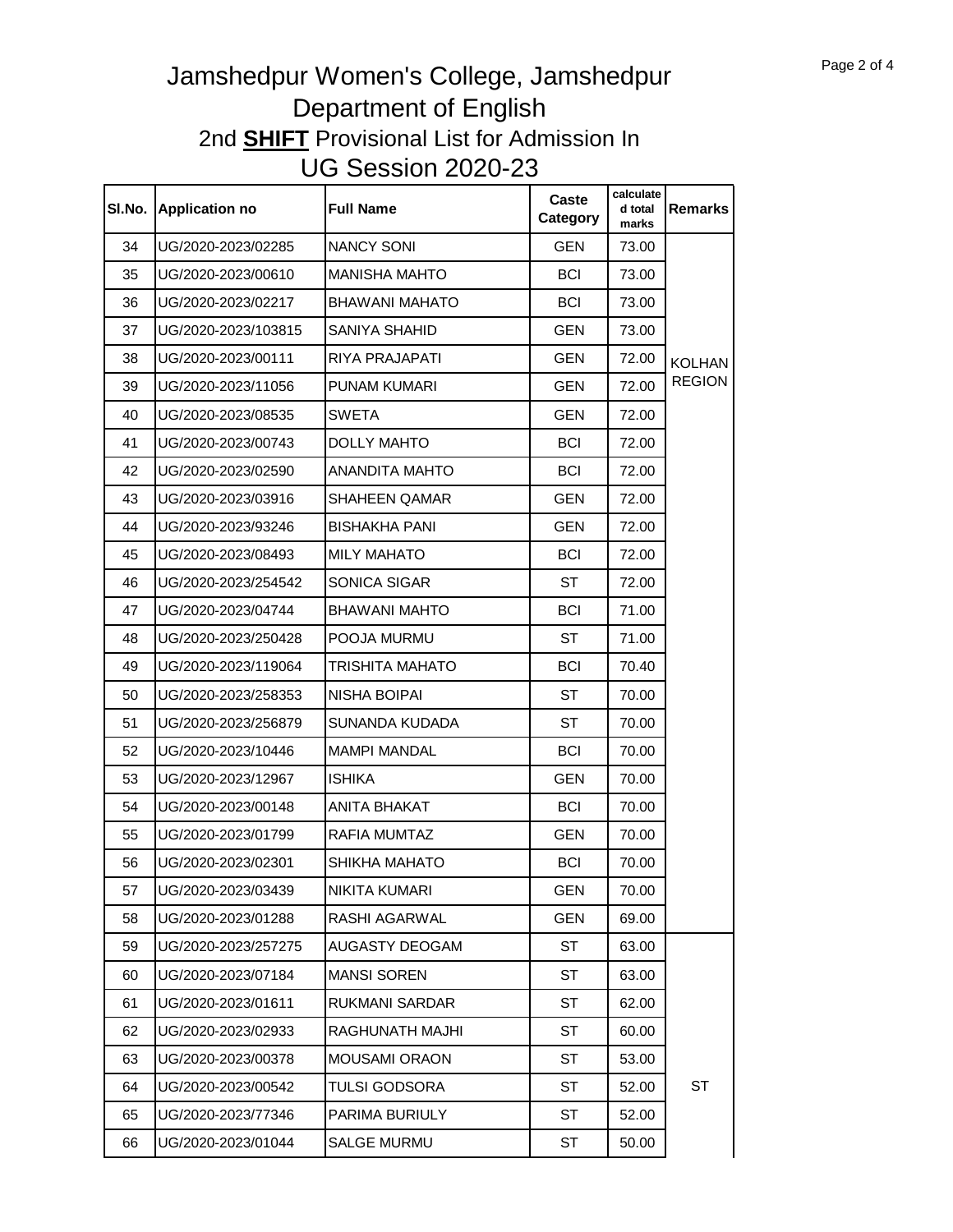# Jamshedpur Women's College, Jamshedpur
## Department of English
## 2nd **SHIFT** Provisional List for Admission In
## UG Session 2020-23

| Sl.No. | Application no | Full Name | Caste Category | calculated total marks | Remarks |
|---|---|---|---|---|---|
| 34 | UG/2020-2023/02285 | NANCY SONI | GEN | 73.00 | KOLHAN REGION |
| 35 | UG/2020-2023/00610 | MANISHA MAHTO | BCI | 73.00 | |
| 36 | UG/2020-2023/02217 | BHAWANI MAHATO | BCI | 73.00 | |
| 37 | UG/2020-2023/103815 | SANIYA SHAHID | GEN | 73.00 | |
| 38 | UG/2020-2023/00111 | RIYA PRAJAPATI | GEN | 72.00 | |
| 39 | UG/2020-2023/11056 | PUNAM KUMARI | GEN | 72.00 | |
| 40 | UG/2020-2023/08535 | SWETA | GEN | 72.00 | |
| 41 | UG/2020-2023/00743 | DOLLY MAHTO | BCI | 72.00 | |
| 42 | UG/2020-2023/02590 | ANANDITA MAHTO | BCI | 72.00 | |
| 43 | UG/2020-2023/03916 | SHAHEEN QAMAR | GEN | 72.00 | |
| 44 | UG/2020-2023/93246 | BISHAKHA PANI | GEN | 72.00 | |
| 45 | UG/2020-2023/08493 | MILY MAHATO | BCI | 72.00 | |
| 46 | UG/2020-2023/254542 | SONICA SIGAR | ST | 72.00 | |
| 47 | UG/2020-2023/04744 | BHAWANI MAHTO | BCI | 71.00 | |
| 48 | UG/2020-2023/250428 | POOJA MURMU | ST | 71.00 | |
| 49 | UG/2020-2023/119064 | TRISHITA MAHATO | BCI | 70.40 | |
| 50 | UG/2020-2023/258353 | NISHA BOIPAI | ST | 70.00 | |
| 51 | UG/2020-2023/256879 | SUNANDA KUDADA | ST | 70.00 | |
| 52 | UG/2020-2023/10446 | MAMPI MANDAL | BCI | 70.00 | |
| 53 | UG/2020-2023/12967 | ISHIKA | GEN | 70.00 | |
| 54 | UG/2020-2023/00148 | ANITA BHAKAT | BCI | 70.00 | |
| 55 | UG/2020-2023/01799 | RAFIA MUMTAZ | GEN | 70.00 | |
| 56 | UG/2020-2023/02301 | SHIKHA MAHATO | BCI | 70.00 | |
| 57 | UG/2020-2023/03439 | NIKITA KUMARI | GEN | 70.00 | |
| 58 | UG/2020-2023/01288 | RASHI AGARWAL | GEN | 69.00 | |
| 59 | UG/2020-2023/257275 | AUGASTY DEOGAM | ST | 63.00 | ST |
| 60 | UG/2020-2023/07184 | MANSI SOREN | ST | 63.00 | |
| 61 | UG/2020-2023/01611 | RUKMANI SARDAR | ST | 62.00 | |
| 62 | UG/2020-2023/02933 | RAGHUNATH MAJHI | ST | 60.00 | |
| 63 | UG/2020-2023/00378 | MOUSAMI ORAON | ST | 53.00 | |
| 64 | UG/2020-2023/00542 | TULSI GODSORA | ST | 52.00 | |
| 65 | UG/2020-2023/77346 | PARIMA BURIULY | ST | 52.00 | |
| 66 | UG/2020-2023/01044 | SALGE MURMU | ST | 50.00 | |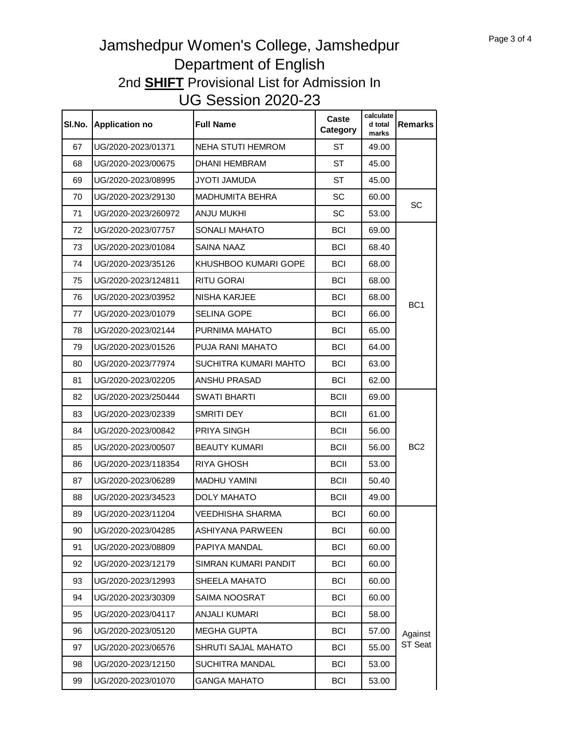# Jamshedpur Women's College, Jamshedpur

## Department of English

## 2nd **SHIFT** Provisional List for Admission In

## UG Session 2020-23

| Sl.No. | Application no | Full Name | Caste Category | calculated total marks | Remarks |
|---|---|---|---|---|---|
| 67 | UG/2020-2023/01371 | NEHA STUTI HEMROM | ST | 49.00 | |
| 68 | UG/2020-2023/00675 | DHANI HEMBRAM | ST | 45.00 | |
| 69 | UG/2020-2023/08995 | JYOTI JAMUDA | ST | 45.00 | |
| 70 | UG/2020-2023/29130 | MADHUMITA BEHRA | SC | 60.00 | SC |
| 71 | UG/2020-2023/260972 | ANJU MUKHI | SC | 53.00 | |
| 72 | UG/2020-2023/07757 | SONALI MAHATO | BCI | 69.00 | BC1 |
| 73 | UG/2020-2023/01084 | SAINA NAAZ | BCI | 68.40 | |
| 74 | UG/2020-2023/35126 | KHUSHBOO KUMARI GOPE | BCI | 68.00 | |
| 75 | UG/2020-2023/124811 | RITU GORAI | BCI | 68.00 | |
| 76 | UG/2020-2023/03952 | NISHA KARJEE | BCI | 68.00 | |
| 77 | UG/2020-2023/01079 | SELINA GOPE | BCI | 66.00 | |
| 78 | UG/2020-2023/02144 | PURNIMA MAHATO | BCI | 65.00 | |
| 79 | UG/2020-2023/01526 | PUJA RANI MAHATO | BCI | 64.00 | |
| 80 | UG/2020-2023/77974 | SUCHITRA KUMARI MAHTO | BCI | 63.00 | |
| 81 | UG/2020-2023/02205 | ANSHU PRASAD | BCI | 62.00 | |
| 82 | UG/2020-2023/250444 | SWATI BHARTI | BCII | 69.00 | BC2 |
| 83 | UG/2020-2023/02339 | SMRITI DEY | BCII | 61.00 | |
| 84 | UG/2020-2023/00842 | PRIYA SINGH | BCII | 56.00 | |
| 85 | UG/2020-2023/00507 | BEAUTY KUMARI | BCII | 56.00 | |
| 86 | UG/2020-2023/118354 | RIYA GHOSH | BCII | 53.00 | |
| 87 | UG/2020-2023/06289 | MADHU YAMINI | BCII | 50.40 | |
| 88 | UG/2020-2023/34523 | DOLY MAHATO | BCII | 49.00 | |
| 89 | UG/2020-2023/11204 | VEEDHISHA SHARMA | BCI | 60.00 | Against ST Seat |
| 90 | UG/2020-2023/04285 | ASHIYANA PARWEEN | BCI | 60.00 | |
| 91 | UG/2020-2023/08809 | PAPIYA MANDAL | BCI | 60.00 | |
| 92 | UG/2020-2023/12179 | SIMRAN KUMARI PANDIT | BCI | 60.00 | |
| 93 | UG/2020-2023/12993 | SHEELA MAHATO | BCI | 60.00 | |
| 94 | UG/2020-2023/30309 | SAIMA NOOSRAT | BCI | 60.00 | |
| 95 | UG/2020-2023/04117 | ANJALI KUMARI | BCI | 58.00 | |
| 96 | UG/2020-2023/05120 | MEGHA GUPTA | BCI | 57.00 | |
| 97 | UG/2020-2023/06576 | SHRUTI SAJAL MAHATO | BCI | 55.00 | |
| 98 | UG/2020-2023/12150 | SUCHITRA MANDAL | BCI | 53.00 | |
| 99 | UG/2020-2023/01070 | GANGA MAHATO | BCI | 53.00 | |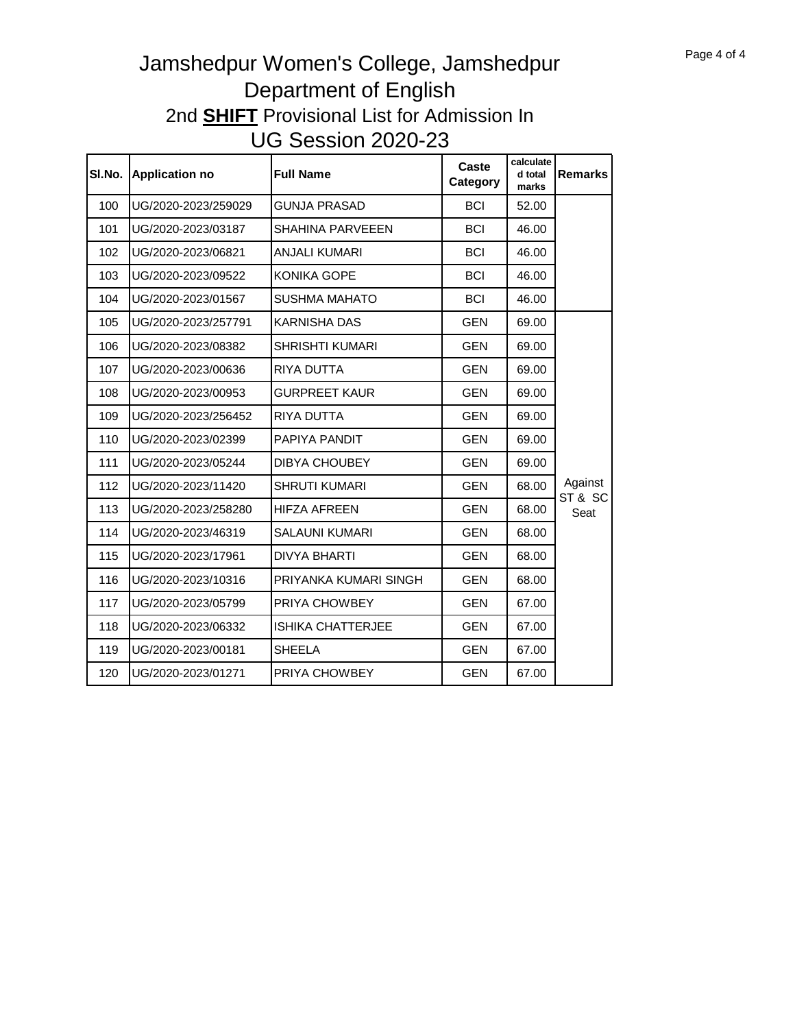# Jamshedpur Women's College, Jamshedpur
## Department of English
### 2nd **SHIFT** Provisional List for Admission In
### UG Session 2020-23

| Sl.No. | Application no | Full Name | Caste Category | calculated total marks | Remarks |
|---|---|---|---|---|---|
| 100 | UG/2020-2023/259029 | GUNJA PRASAD | BCI | 52.00 | |
| 101 | UG/2020-2023/03187 | SHAHINA PARVEEEN | BCI | 46.00 | |
| 102 | UG/2020-2023/06821 | ANJALI KUMARI | BCI | 46.00 | |
| 103 | UG/2020-2023/09522 | KONIKA GOPE | BCI | 46.00 | |
| 104 | UG/2020-2023/01567 | SUSHMA MAHATO | BCI | 46.00 | |
| 105 | UG/2020-2023/257791 | KARNISHA DAS | GEN | 69.00 | Against ST & SC Seat |
| 106 | UG/2020-2023/08382 | SHRISHTI KUMARI | GEN | 69.00 | |
| 107 | UG/2020-2023/00636 | RIYA DUTTA | GEN | 69.00 | |
| 108 | UG/2020-2023/00953 | GURPREET KAUR | GEN | 69.00 | |
| 109 | UG/2020-2023/256452 | RIYA DUTTA | GEN | 69.00 | |
| 110 | UG/2020-2023/02399 | PAPIYA PANDIT | GEN | 69.00 | |
| 111 | UG/2020-2023/05244 | DIBYA CHOUBEY | GEN | 69.00 | |
| 112 | UG/2020-2023/11420 | SHRUTI KUMARI | GEN | 68.00 | |
| 113 | UG/2020-2023/258280 | HIFZA AFREEN | GEN | 68.00 | |
| 114 | UG/2020-2023/46319 | SALAUNI KUMARI | GEN | 68.00 | |
| 115 | UG/2020-2023/17961 | DIVYA BHARTI | GEN | 68.00 | |
| 116 | UG/2020-2023/10316 | PRIYANKA KUMARI SINGH | GEN | 68.00 | |
| 117 | UG/2020-2023/05799 | PRIYA CHOWBEY | GEN | 67.00 | |
| 118 | UG/2020-2023/06332 | ISHIKA CHATTERJEE | GEN | 67.00 | |
| 119 | UG/2020-2023/00181 | SHEELA | GEN | 67.00 | |
| 120 | UG/2020-2023/01271 | PRIYA CHOWBEY | GEN | 67.00 | |